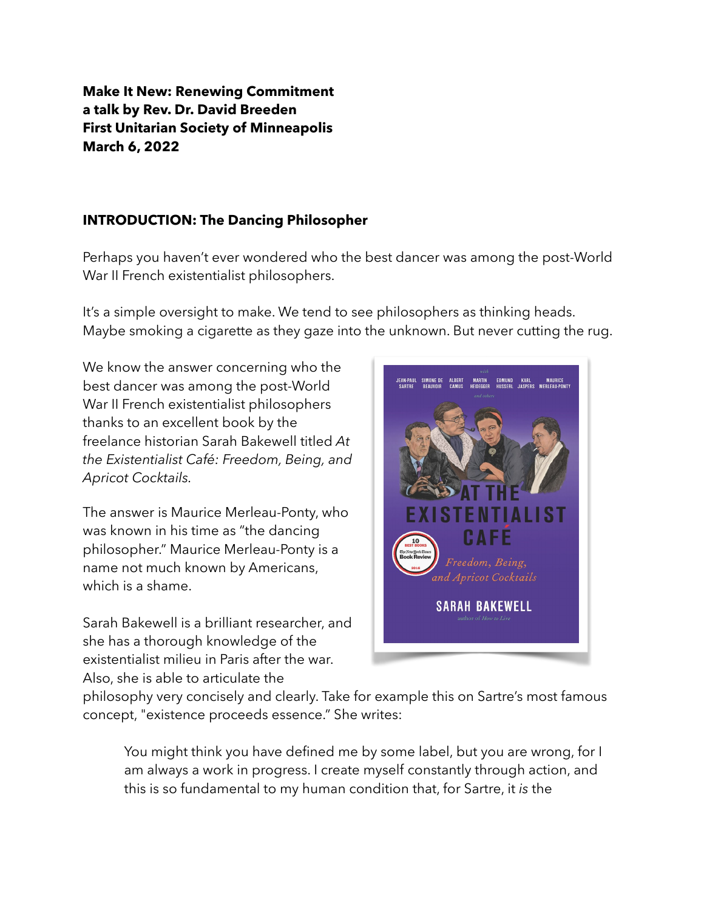**Make It New: Renewing Commitment**
**a talk by Rev. Dr. David Breeden**
**First Unitarian Society of Minneapolis**
**March 6, 2022**

## INTRODUCTION: The Dancing Philosopher

Perhaps you haven't ever wondered who the best dancer was among the post-World War II French existentialist philosophers.

It's a simple oversight to make. We tend to see philosophers as thinking heads. Maybe smoking a cigarette as they gaze into the unknown. But never cutting the rug.

We know the answer concerning who the best dancer was among the post-World War II French existentialist philosophers thanks to an excellent book by the freelance historian Sarah Bakewell titled *At the Existentialist Café: Freedom, Being, and Apricot Cocktails*.

The answer is Maurice Merleau-Ponty, who was known in his time as "the dancing philosopher." Maurice Merleau-Ponty is a name not much known by Americans, which is a shame.

Sarah Bakewell is a brilliant researcher, and she has a thorough knowledge of the existentialist milieu in Paris after the war. Also, she is able to articulate the philosophy very concisely and clearly. Take for example this on Sartre's most famous concept, "existence proceeds essence." She writes:

> You might think you have defined me by some label, but you are wrong, for I am always a work in progress. I create myself constantly through action, and this is so fundamental to my human condition that, for Sartre, it *is* the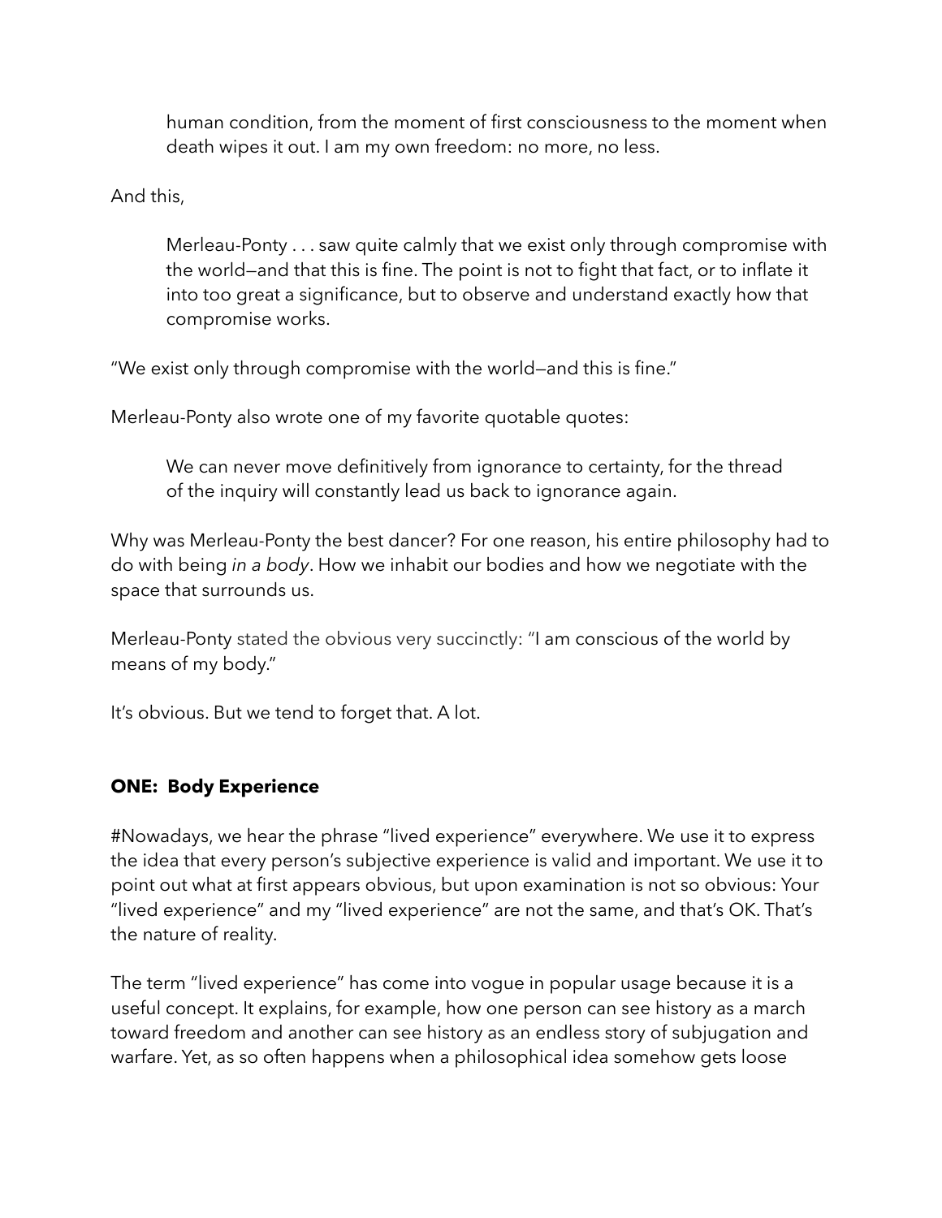> human condition, from the moment of first consciousness to the moment when death wipes it out. I am my own freedom: no more, no less.

And this,

> Merleau-Ponty . . . saw quite calmly that we exist only through compromise with the world—and that this is fine. The point is not to fight that fact, or to inflate it into too great a significance, but to observe and understand exactly how that compromise works.

"We exist only through compromise with the world—and this is fine."

Merleau-Ponty also wrote one of my favorite quotable quotes:

> We can never move definitively from ignorance to certainty, for the thread of the inquiry will constantly lead us back to ignorance again.

Why was Merleau-Ponty the best dancer? For one reason, his entire philosophy had to do with being *in a body*. How we inhabit our bodies and how we negotiate with the space that surrounds us.

Merleau-Ponty stated the obvious very succinctly: "I am conscious of the world by means of my body."

It's obvious. But we tend to forget that. A lot.

**ONE: Body Experience**

#Nowadays, we hear the phrase "lived experience" everywhere. We use it to express the idea that every person's subjective experience is valid and important. We use it to point out what at first appears obvious, but upon examination is not so obvious: Your "lived experience" and my "lived experience" are not the same, and that's OK. That's the nature of reality.

The term "lived experience" has come into vogue in popular usage because it is a useful concept. It explains, for example, how one person can see history as a march toward freedom and another can see history as an endless story of subjugation and warfare. Yet, as so often happens when a philosophical idea somehow gets loose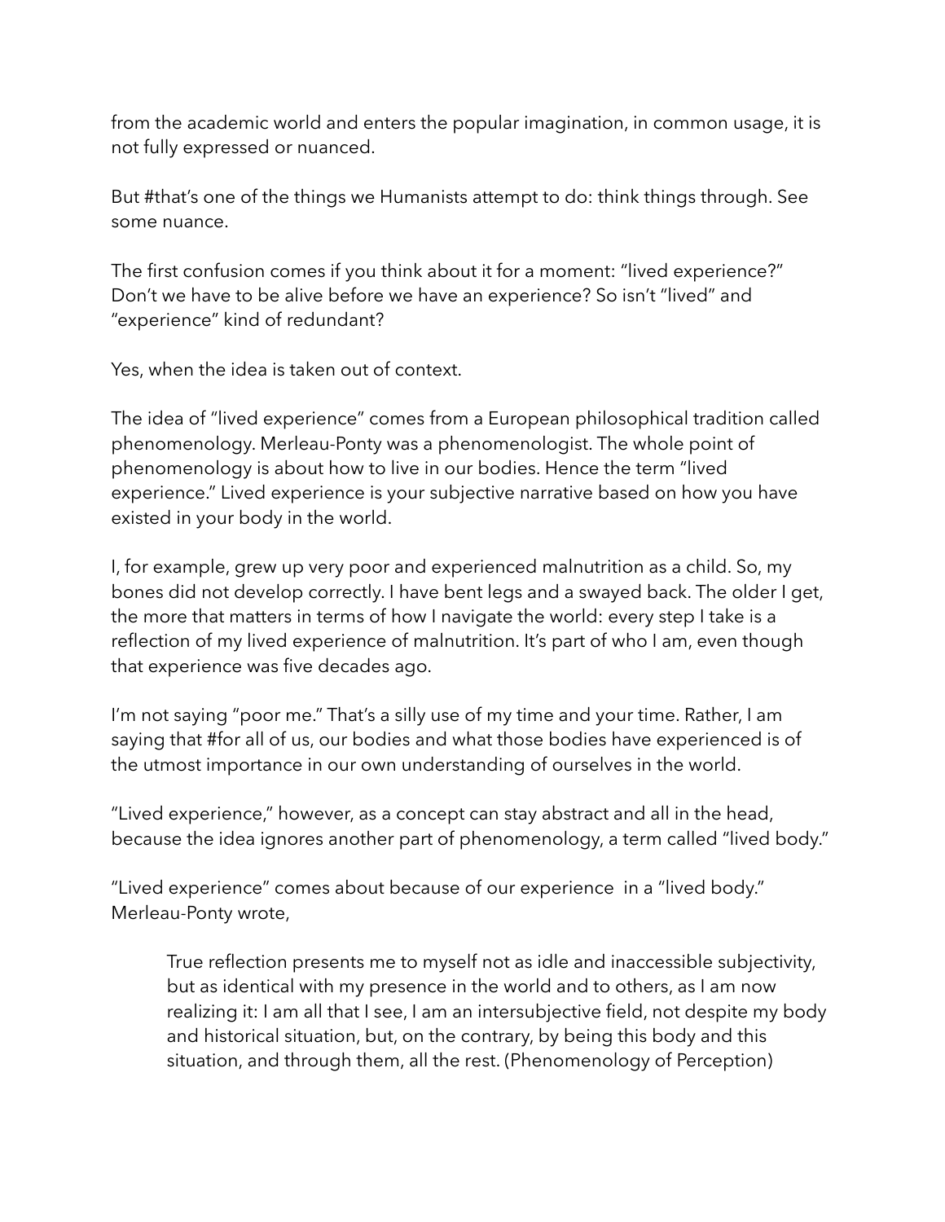from the academic world and enters the popular imagination, in common usage, it is not fully expressed or nuanced.

But #that's one of the things we Humanists attempt to do: think things through. See some nuance.

The first confusion comes if you think about it for a moment: "lived experience?" Don't we have to be alive before we have an experience? So isn't "lived" and "experience" kind of redundant?

Yes, when the idea is taken out of context.

The idea of "lived experience" comes from a European philosophical tradition called phenomenology. Merleau-Ponty was a phenomenologist. The whole point of phenomenology is about how to live in our bodies. Hence the term "lived experience." Lived experience is your subjective narrative based on how you have existed in your body in the world.

I, for example, grew up very poor and experienced malnutrition as a child. So, my bones did not develop correctly. I have bent legs and a swayed back. The older I get, the more that matters in terms of how I navigate the world: every step I take is a reflection of my lived experience of malnutrition. It's part of who I am, even though that experience was five decades ago.

I'm not saying "poor me." That's a silly use of my time and your time. Rather, I am saying that #for all of us, our bodies and what those bodies have experienced is of the utmost importance in our own understanding of ourselves in the world.

"Lived experience," however, as a concept can stay abstract and all in the head, because the idea ignores another part of phenomenology, a term called "lived body."

"Lived experience" comes about because of our experience  in a "lived body." Merleau-Ponty wrote,

> True reflection presents me to myself not as idle and inaccessible subjectivity, but as identical with my presence in the world and to others, as I am now realizing it: I am all that I see, I am an intersubjective field, not despite my body and historical situation, but, on the contrary, by being this body and this situation, and through them, all the rest. (Phenomenology of Perception)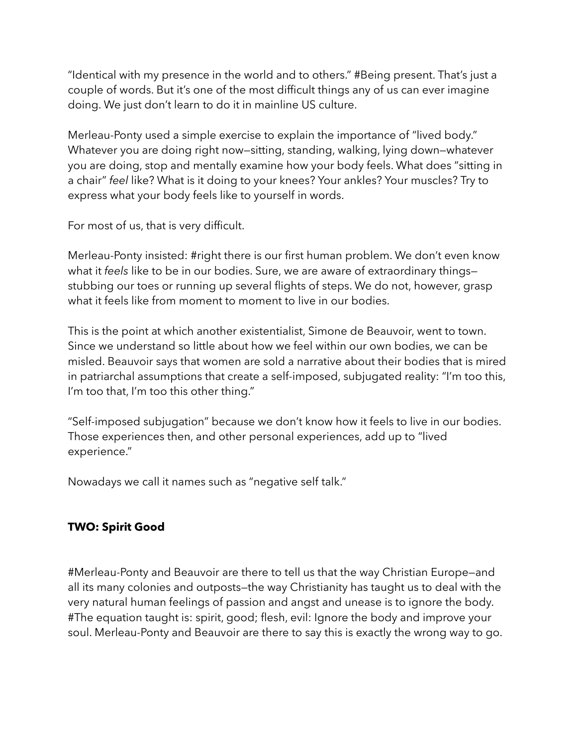"Identical with my presence in the world and to others." #Being present. That's just a couple of words. But it's one of the most difficult things any of us can ever imagine doing. We just don't learn to do it in mainline US culture.

Merleau-Ponty used a simple exercise to explain the importance of "lived body." Whatever you are doing right now—sitting, standing, walking, lying down—whatever you are doing, stop and mentally examine how your body feels. What does "sitting in a chair" *feel* like? What is it doing to your knees? Your ankles? Your muscles? Try to express what your body feels like to yourself in words.

For most of us, that is very difficult.

Merleau-Ponty insisted: #right there is our first human problem. We don't even know what it *feels* like to be in our bodies. Sure, we are aware of extraordinary things—stubbing our toes or running up several flights of steps. We do not, however, grasp what it feels like from moment to moment to live in our bodies.

This is the point at which another existentialist, Simone de Beauvoir, went to town. Since we understand so little about how we feel within our own bodies, we can be misled. Beauvoir says that women are sold a narrative about their bodies that is mired in patriarchal assumptions that create a self-imposed, subjugated reality: "I'm too this, I'm too that, I'm too this other thing."

"Self-imposed subjugation" because we don't know how it feels to live in our bodies. Those experiences then, and other personal experiences, add up to "lived experience."

Nowadays we call it names such as "negative self talk."

## TWO: Spirit Good

#Merleau-Ponty and Beauvoir are there to tell us that the way Christian Europe—and all its many colonies and outposts—the way Christianity has taught us to deal with the very natural human feelings of passion and angst and unease is to ignore the body. #The equation taught is: spirit, good; flesh, evil: Ignore the body and improve your soul. Merleau-Ponty and Beauvoir are there to say this is exactly the wrong way to go.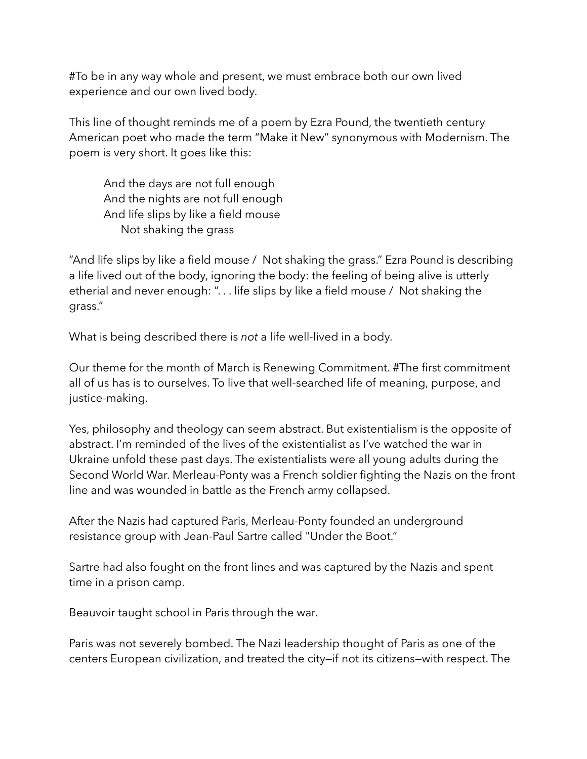#To be in any way whole and present, we must embrace both our own lived experience and our own lived body.

This line of thought reminds me of a poem by Ezra Pound, the twentieth century American poet who made the term "Make it New" synonymous with Modernism. The poem is very short. It goes like this:

> And the days are not full enough  
> And the nights are not full enough  
> And life slips by like a field mouse  
> &nbsp;&nbsp;&nbsp;&nbsp;Not shaking the grass

"And life slips by like a field mouse / Not shaking the grass." Ezra Pound is describing a life lived out of the body, ignoring the body: the feeling of being alive is utterly etherial and never enough: ". . . life slips by like a field mouse / Not shaking the grass."

What is being described there is *not* a life well-lived in a body.

Our theme for the month of March is Renewing Commitment. #The first commitment all of us has is to ourselves. To live that well-searched life of meaning, purpose, and justice-making.

Yes, philosophy and theology can seem abstract. But existentialism is the opposite of abstract. I'm reminded of the lives of the existentialist as I've watched the war in Ukraine unfold these past days. The existentialists were all young adults during the Second World War. Merleau-Ponty was a French soldier fighting the Nazis on the front line and was wounded in battle as the French army collapsed.

After the Nazis had captured Paris, Merleau-Ponty founded an underground resistance group with Jean-Paul Sartre called "Under the Boot."

Sartre had also fought on the front lines and was captured by the Nazis and spent time in a prison camp.

Beauvoir taught school in Paris through the war.

Paris was not severely bombed. The Nazi leadership thought of Paris as one of the centers European civilization, and treated the city—if not its citizens—with respect. The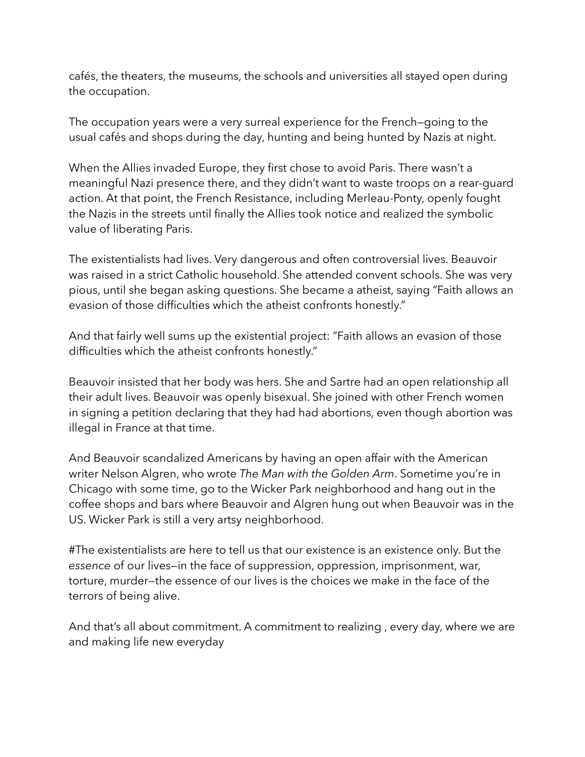cafés, the theaters, the museums, the schools and universities all stayed open during the occupation.

The occupation years were a very surreal experience for the French—going to the usual cafés and shops during the day, hunting and being hunted by Nazis at night.

When the Allies invaded Europe, they first chose to avoid Paris. There wasn't a meaningful Nazi presence there, and they didn't want to waste troops on a rear-guard action. At that point, the French Resistance, including Merleau-Ponty, openly fought the Nazis in the streets until finally the Allies took notice and realized the symbolic value of liberating Paris.

The existentialists had lives. Very dangerous and often controversial lives. Beauvoir was raised in a strict Catholic household. She attended convent schools. She was very pious, until she began asking questions. She became a atheist, saying "Faith allows an evasion of those difficulties which the atheist confronts honestly."

And that fairly well sums up the existential project: "Faith allows an evasion of those difficulties which the atheist confronts honestly."

Beauvoir insisted that her body was hers. She and Sartre had an open relationship all their adult lives. Beauvoir was openly bisexual. She joined with other French women in signing a petition declaring that they had had abortions, even though abortion was illegal in France at that time.

And Beauvoir scandalized Americans by having an open affair with the American writer Nelson Algren, who wrote *The Man with the Golden Arm*. Sometime you're in Chicago with some time, go to the Wicker Park neighborhood and hang out in the coffee shops and bars where Beauvoir and Algren hung out when Beauvoir was in the US. Wicker Park is still a very artsy neighborhood.

#The existentialists are here to tell us that our existence is an existence only. But the *essence* of our lives—in the face of suppression, oppression, imprisonment, war, torture, murder—the essence of our lives is the choices we make in the face of the terrors of being alive.

And that's all about commitment. A commitment to realizing , every day, where we are and making life new everyday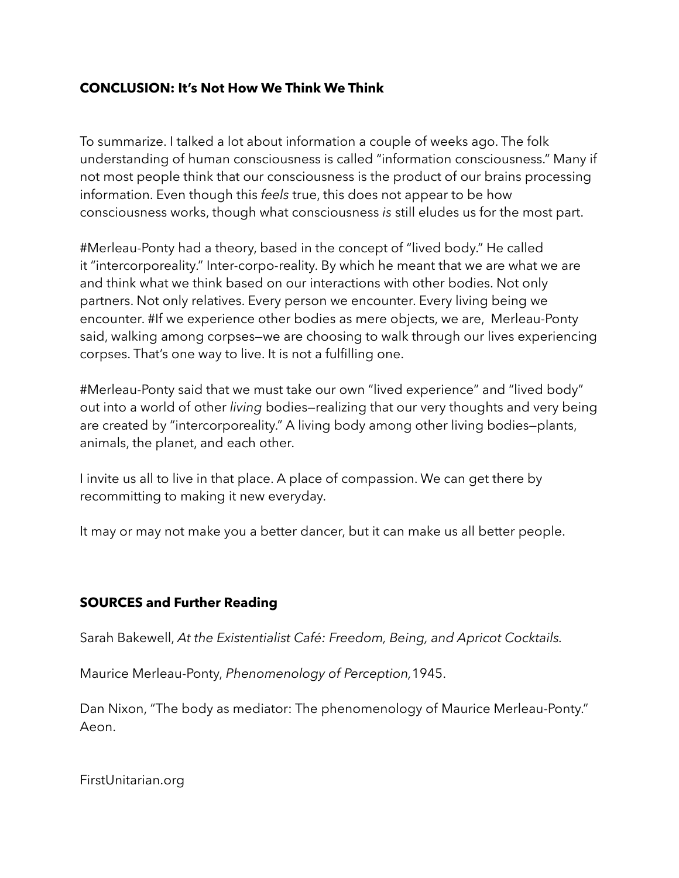**CONCLUSION: It's Not How We Think We Think**

To summarize. I talked a lot about information a couple of weeks ago. The folk understanding of human consciousness is called "information consciousness." Many if not most people think that our consciousness is the product of our brains processing information. Even though this *feels* true, this does not appear to be how consciousness works, though what consciousness *is* still eludes us for the most part.

#Merleau-Ponty had a theory, based in the concept of "lived body." He called it "intercorporeality." Inter-corpo-reality. By which he meant that we are what we are and think what we think based on our interactions with other bodies. Not only partners. Not only relatives. Every person we encounter. Every living being we encounter. #If we experience other bodies as mere objects, we are, Merleau-Ponty said, walking among corpses—we are choosing to walk through our lives experiencing corpses. That's one way to live. It is not a fulfilling one.

#Merleau-Ponty said that we must take our own "lived experience" and "lived body" out into a world of other *living* bodies—realizing that our very thoughts and very being are created by "intercorporeality." A living body among other living bodies—plants, animals, the planet, and each other.

I invite us all to live in that place. A place of compassion. We can get there by recommitting to making it new everyday.

It may or may not make you a better dancer, but it can make us all better people.

**SOURCES and Further Reading**

Sarah Bakewell, *At the Existentialist Café: Freedom, Being, and Apricot Cocktails*.

Maurice Merleau-Ponty, *Phenomenology of Perception,* 1945.

Dan Nixon, "The body as mediator: The phenomenology of Maurice Merleau-Ponty." Aeon.

FirstUnitarian.org